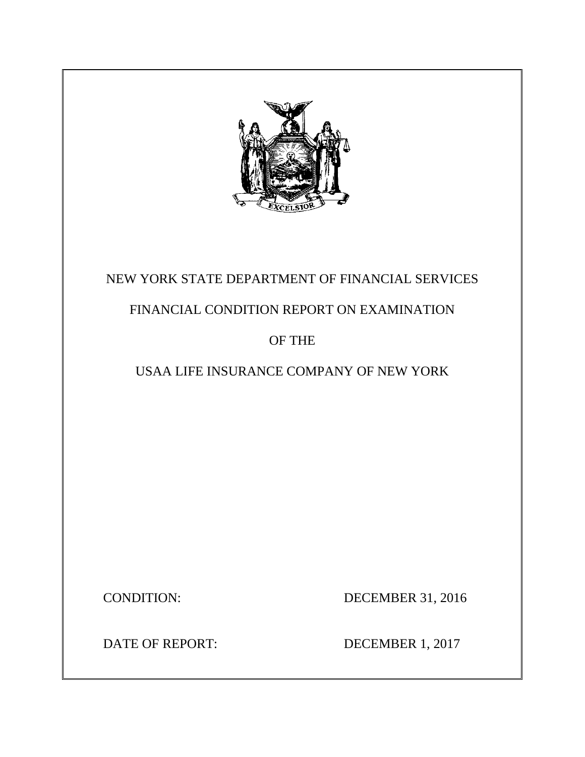NEW YORK STATE DEPARTMENT OF FINANCIAL SERVICES

FINANCIAL CONDITION REPORT ON EXAMINATION

OF THE

USAA LIFE INSURANCE COMPANY OF NEW YORK

CONDITION: DECEMBER 31, 2016

DATE OF REPORT: DECEMBER 1, 2017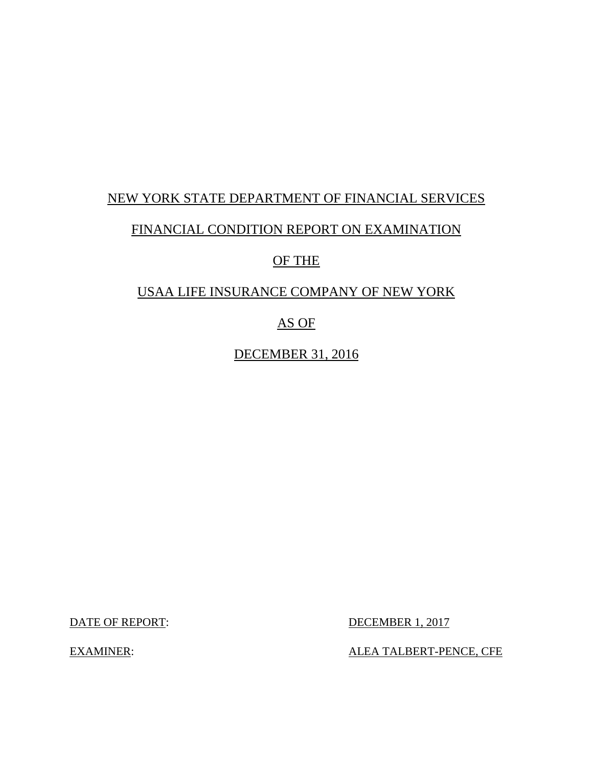NEW YORK STATE DEPARTMENT OF FINANCIAL SERVICES

FINANCIAL CONDITION REPORT ON EXAMINATION

OF THE

USAA LIFE INSURANCE COMPANY OF NEW YORK

AS OF

DECEMBER 31, 2016

DATE OF REPORT: DECEMBER 1, 2017

EXAMINER: ALEA TALBERT-PENCE, CFE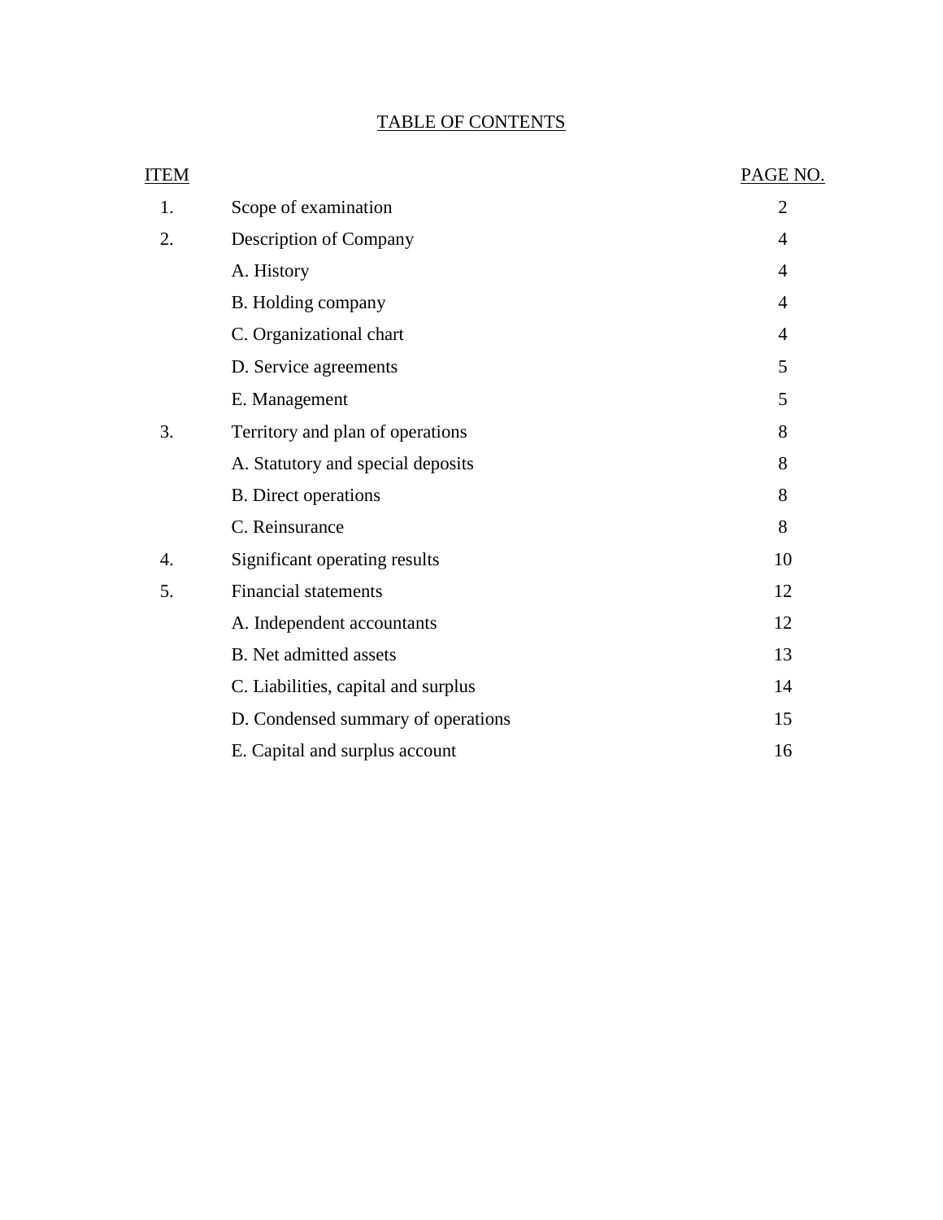# TABLE OF CONTENTS

| ITEM | | PAGE NO. |
|---|---|---|
| 1. | Scope of examination | 2 |
| 2. | Description of Company | 4 |
| | A. History | 4 |
| | B. Holding company | 4 |
| | C. Organizational chart | 4 |
| | D. Service agreements | 5 |
| | E. Management | 5 |
| 3. | Territory and plan of operations | 8 |
| | A. Statutory and special deposits | 8 |
| | B. Direct operations | 8 |
| | C. Reinsurance | 8 |
| 4. | Significant operating results | 10 |
| 5. | Financial statements | 12 |
| | A. Independent accountants | 12 |
| | B. Net admitted assets | 13 |
| | C. Liabilities, capital and surplus | 14 |
| | D. Condensed summary of operations | 15 |
| | E. Capital and surplus account | 16 |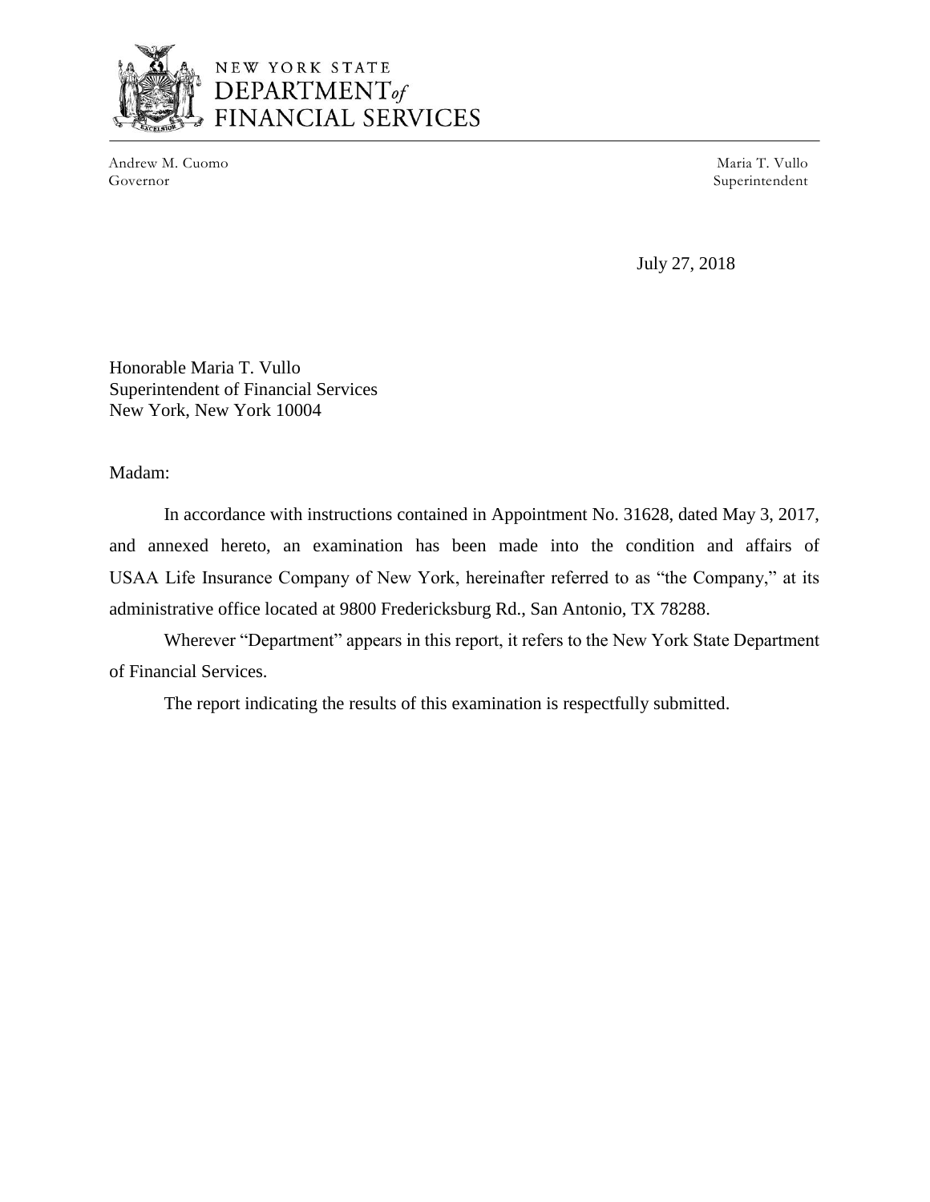NEW YORK STATE
DEPARTMENT of
FINANCIAL SERVICES

Andrew M. Cuomo
Governor

Maria T. Vullo
Superintendent

July 27, 2018

Honorable Maria T. Vullo
Superintendent of Financial Services
New York, New York 10004

Madam:

In accordance with instructions contained in Appointment No. 31628, dated May 3, 2017, and annexed hereto, an examination has been made into the condition and affairs of USAA Life Insurance Company of New York, hereinafter referred to as "the Company," at its administrative office located at 9800 Fredericksburg Rd., San Antonio, TX 78288.

Wherever "Department" appears in this report, it refers to the New York State Department of Financial Services.

The report indicating the results of this examination is respectfully submitted.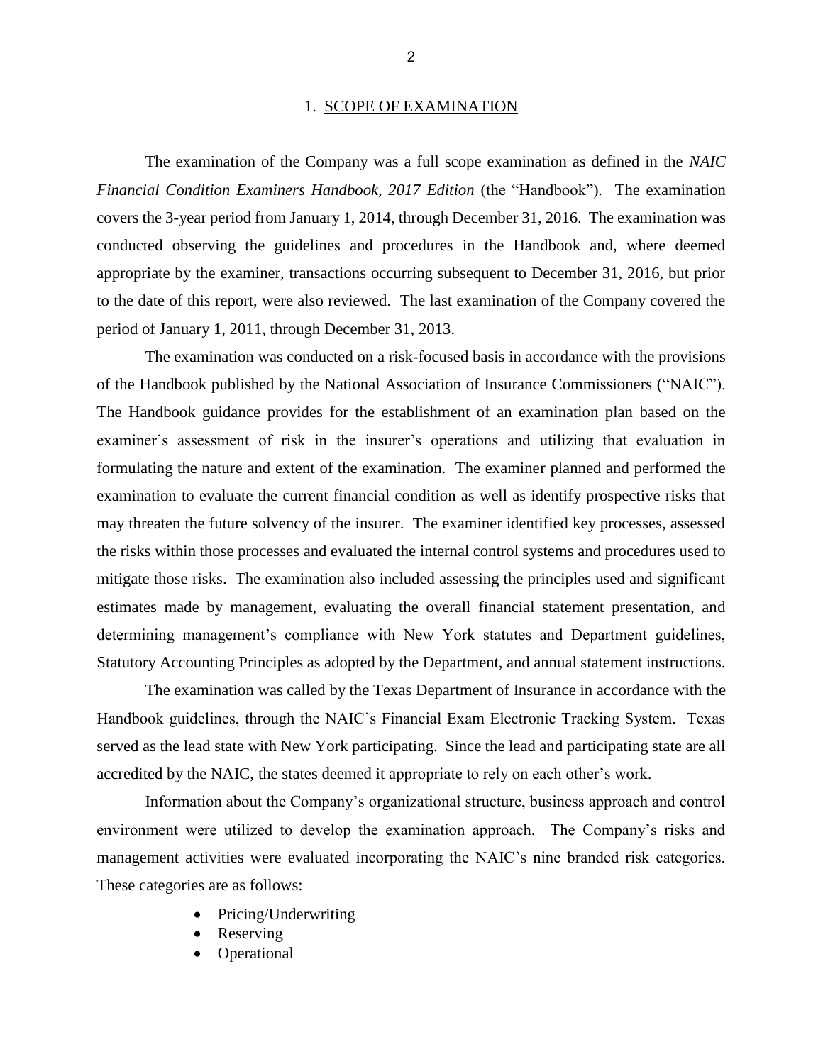## 1. SCOPE OF EXAMINATION

The examination of the Company was a full scope examination as defined in the *NAIC Financial Condition Examiners Handbook, 2017 Edition* (the "Handbook"). The examination covers the 3-year period from January 1, 2014, through December 31, 2016. The examination was conducted observing the guidelines and procedures in the Handbook and, where deemed appropriate by the examiner, transactions occurring subsequent to December 31, 2016, but prior to the date of this report, were also reviewed. The last examination of the Company covered the period of January 1, 2011, through December 31, 2013.

The examination was conducted on a risk-focused basis in accordance with the provisions of the Handbook published by the National Association of Insurance Commissioners ("NAIC"). The Handbook guidance provides for the establishment of an examination plan based on the examiner's assessment of risk in the insurer's operations and utilizing that evaluation in formulating the nature and extent of the examination. The examiner planned and performed the examination to evaluate the current financial condition as well as identify prospective risks that may threaten the future solvency of the insurer. The examiner identified key processes, assessed the risks within those processes and evaluated the internal control systems and procedures used to mitigate those risks. The examination also included assessing the principles used and significant estimates made by management, evaluating the overall financial statement presentation, and determining management's compliance with New York statutes and Department guidelines, Statutory Accounting Principles as adopted by the Department, and annual statement instructions.

The examination was called by the Texas Department of Insurance in accordance with the Handbook guidelines, through the NAIC's Financial Exam Electronic Tracking System. Texas served as the lead state with New York participating. Since the lead and participating state are all accredited by the NAIC, the states deemed it appropriate to rely on each other's work.

Information about the Company's organizational structure, business approach and control environment were utilized to develop the examination approach. The Company's risks and management activities were evaluated incorporating the NAIC's nine branded risk categories. These categories are as follows:

- Pricing/Underwriting
- Reserving
- Operational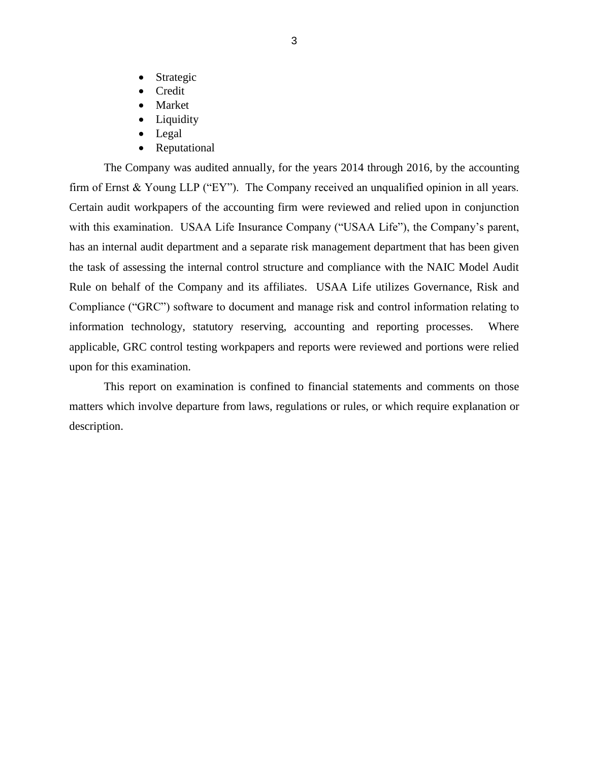- Strategic
- Credit
- Market
- Liquidity
- Legal
- Reputational

The Company was audited annually, for the years 2014 through 2016, by the accounting firm of Ernst & Young LLP ("EY"). The Company received an unqualified opinion in all years. Certain audit workpapers of the accounting firm were reviewed and relied upon in conjunction with this examination. USAA Life Insurance Company ("USAA Life"), the Company's parent, has an internal audit department and a separate risk management department that has been given the task of assessing the internal control structure and compliance with the NAIC Model Audit Rule on behalf of the Company and its affiliates. USAA Life utilizes Governance, Risk and Compliance ("GRC") software to document and manage risk and control information relating to information technology, statutory reserving, accounting and reporting processes. Where applicable, GRC control testing workpapers and reports were reviewed and portions were relied upon for this examination.

This report on examination is confined to financial statements and comments on those matters which involve departure from laws, regulations or rules, or which require explanation or description.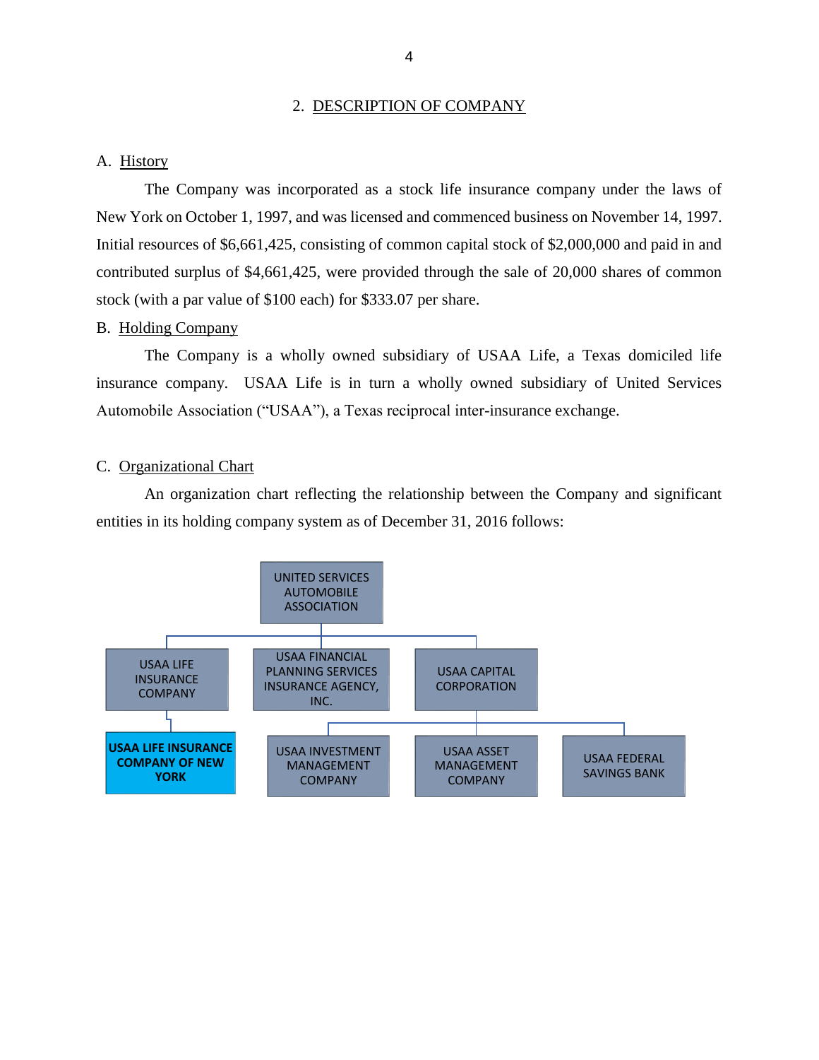## 2. DESCRIPTION OF COMPANY

### A. History

The Company was incorporated as a stock life insurance company under the laws of New York on October 1, 1997, and was licensed and commenced business on November 14, 1997. Initial resources of $6,661,425, consisting of common capital stock of $2,000,000 and paid in and contributed surplus of $4,661,425, were provided through the sale of 20,000 shares of common stock (with a par value of $100 each) for $333.07 per share.

### B. Holding Company

The Company is a wholly owned subsidiary of USAA Life, a Texas domiciled life insurance company. USAA Life is in turn a wholly owned subsidiary of United Services Automobile Association ("USAA"), a Texas reciprocal inter-insurance exchange.

### C. Organizational Chart

An organization chart reflecting the relationship between the Company and significant entities in its holding company system as of December 31, 2016 follows:

- UNITED SERVICES AUTOMOBILE ASSOCIATION
  - USAA LIFE INSURANCE COMPANY
    - USAA LIFE INSURANCE COMPANY OF NEW YORK
  - USAA FINANCIAL PLANNING SERVICES INSURANCE AGENCY, INC.
  - USAA CAPITAL CORPORATION
    - USAA INVESTMENT MANAGEMENT COMPANY
    - USAA ASSET MANAGEMENT COMPANY
    - USAA FEDERAL SAVINGS BANK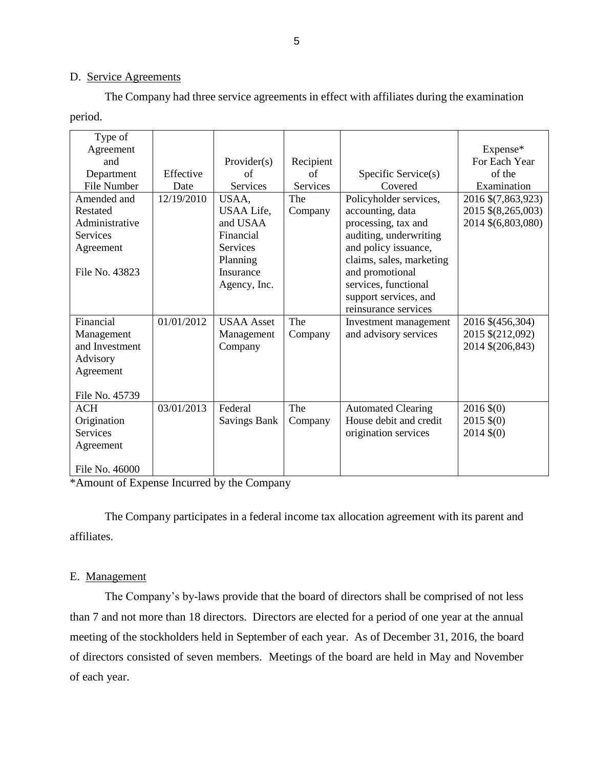## D. Service Agreements

The Company had three service agreements in effect with affiliates during the examination period.

| Type of Agreement and Department File Number | Effective Date | Provider(s) of Services | Recipient of Services | Specific Service(s) Covered | Expense* For Each Year of the Examination |
|---|---|---|---|---|---|
| Amended and Restated Administrative Services Agreement<br><br>File No. 43823 | 12/19/2010 | USAA, USAA Life, and USAA Financial Services Planning Insurance Agency, Inc. | The Company | Policyholder services, accounting, data processing, tax and auditing, underwriting and policy issuance, claims, sales, marketing and promotional services, functional support services, and reinsurance services | 2016 $(7,863,923)<br>2015 $(8,265,003)<br>2014 $(6,803,080) |
| Financial Management and Investment Advisory Agreement<br><br>File No. 45739 | 01/01/2012 | USAA Asset Management Company | The Company | Investment management and advisory services | 2016 $(456,304)<br>2015 $(212,092)<br>2014 $(206,843) |
| ACH Origination Services Agreement<br><br>File No. 46000 | 03/01/2013 | Federal Savings Bank | The Company | Automated Clearing House debit and credit origination services | 2016 $(0)<br>2015 $(0)<br>2014 $(0) |

*Amount of Expense Incurred by the Company

The Company participates in a federal income tax allocation agreement with its parent and affiliates.

## E. Management

The Company's by-laws provide that the board of directors shall be comprised of not less than 7 and not more than 18 directors. Directors are elected for a period of one year at the annual meeting of the stockholders held in September of each year. As of December 31, 2016, the board of directors consisted of seven members. Meetings of the board are held in May and November of each year.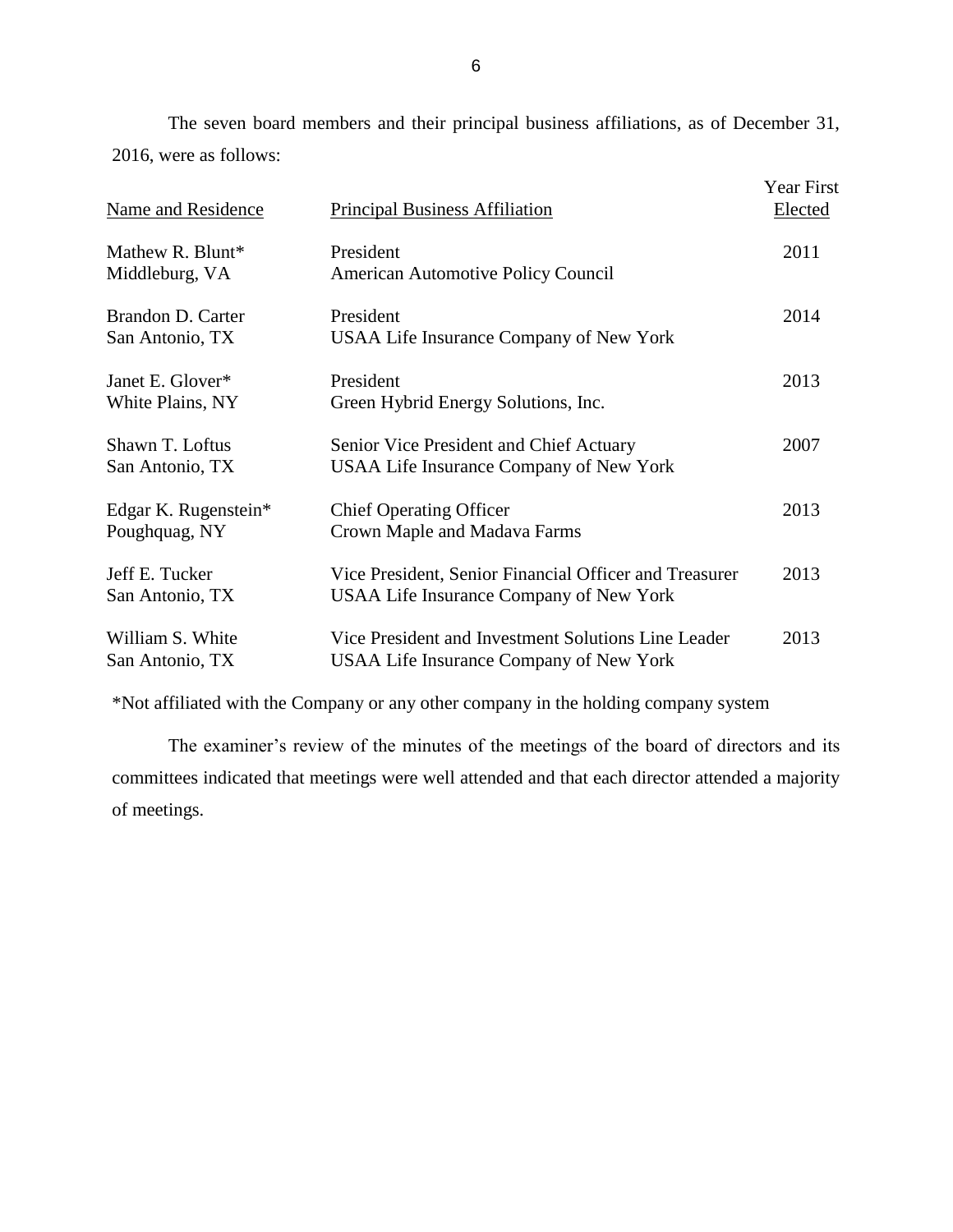The seven board members and their principal business affiliations, as of December 31, 2016, were as follows:

| Name and Residence | Principal Business Affiliation | Year First Elected |
|---|---|---|
| Mathew R. Blunt*<br>Middleburg, VA | President<br>American Automotive Policy Council | 2011 |
| Brandon D. Carter<br>San Antonio, TX | President<br>USAA Life Insurance Company of New York | 2014 |
| Janet E. Glover*<br>White Plains, NY | President<br>Green Hybrid Energy Solutions, Inc. | 2013 |
| Shawn T. Loftus<br>San Antonio, TX | Senior Vice President and Chief Actuary<br>USAA Life Insurance Company of New York | 2007 |
| Edgar K. Rugenstein*<br>Poughquag, NY | Chief Operating Officer<br>Crown Maple and Madava Farms | 2013 |
| Jeff E. Tucker<br>San Antonio, TX | Vice President, Senior Financial Officer and Treasurer<br>USAA Life Insurance Company of New York | 2013 |
| William S. White<br>San Antonio, TX | Vice President and Investment Solutions Line Leader<br>USAA Life Insurance Company of New York | 2013 |

*Not affiliated with the Company or any other company in the holding company system

The examiner's review of the minutes of the meetings of the board of directors and its committees indicated that meetings were well attended and that each director attended a majority of meetings.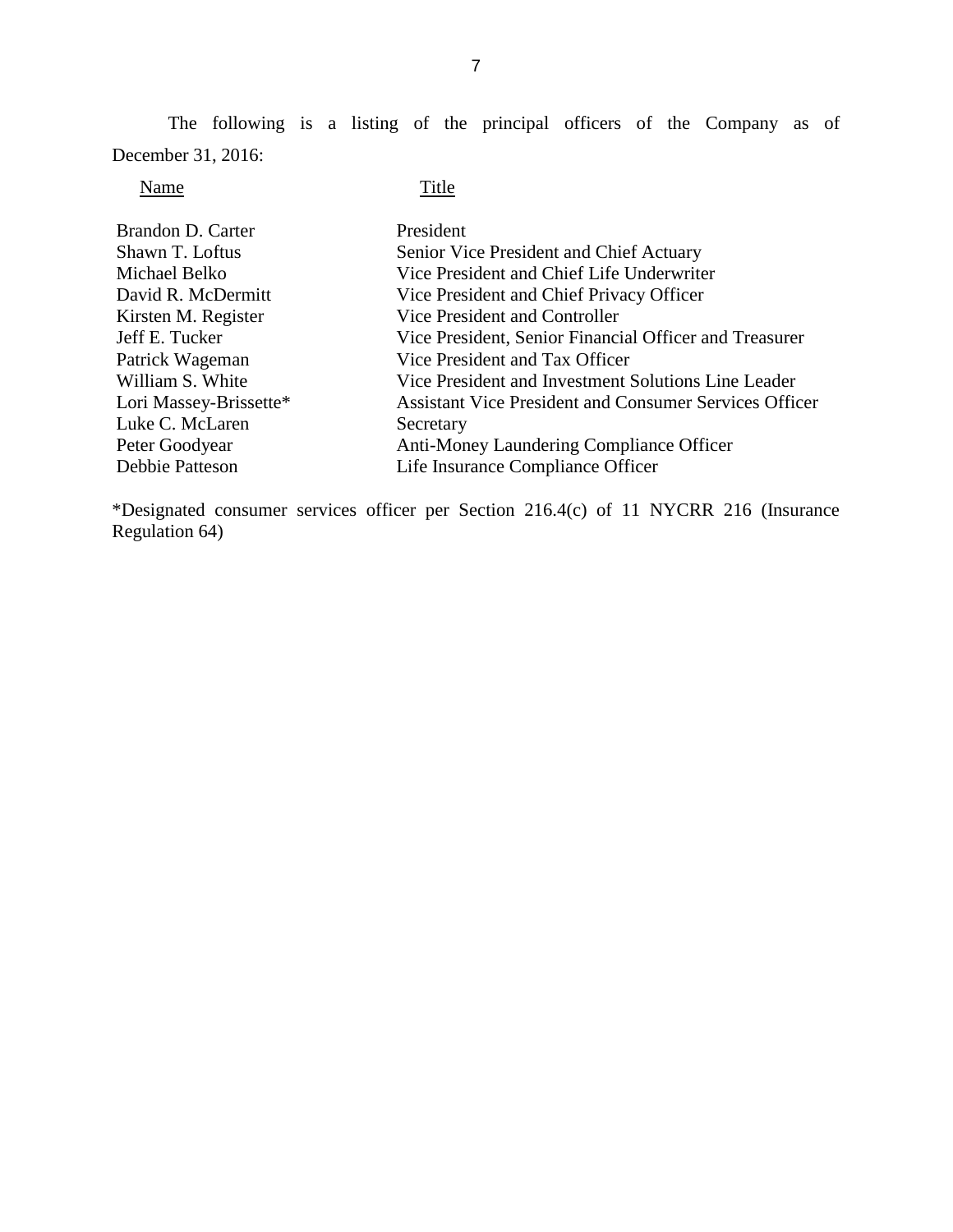The following is a listing of the principal officers of the Company as of December 31, 2016:

| Name | Title |
| --- | --- |
| Brandon D. Carter | President |
| Shawn T. Loftus | Senior Vice President and Chief Actuary |
| Michael Belko | Vice President and Chief Life Underwriter |
| David R. McDermitt | Vice President and Chief Privacy Officer |
| Kirsten M. Register | Vice President and Controller |
| Jeff E. Tucker | Vice President, Senior Financial Officer and Treasurer |
| Patrick Wageman | Vice President and Tax Officer |
| William S. White | Vice President and Investment Solutions Line Leader |
| Lori Massey-Brissette* | Assistant Vice President and Consumer Services Officer |
| Luke C. McLaren | Secretary |
| Peter Goodyear | Anti-Money Laundering Compliance Officer |
| Debbie Patteson | Life Insurance Compliance Officer |

*Designated consumer services officer per Section 216.4(c) of 11 NYCRR 216 (Insurance Regulation 64)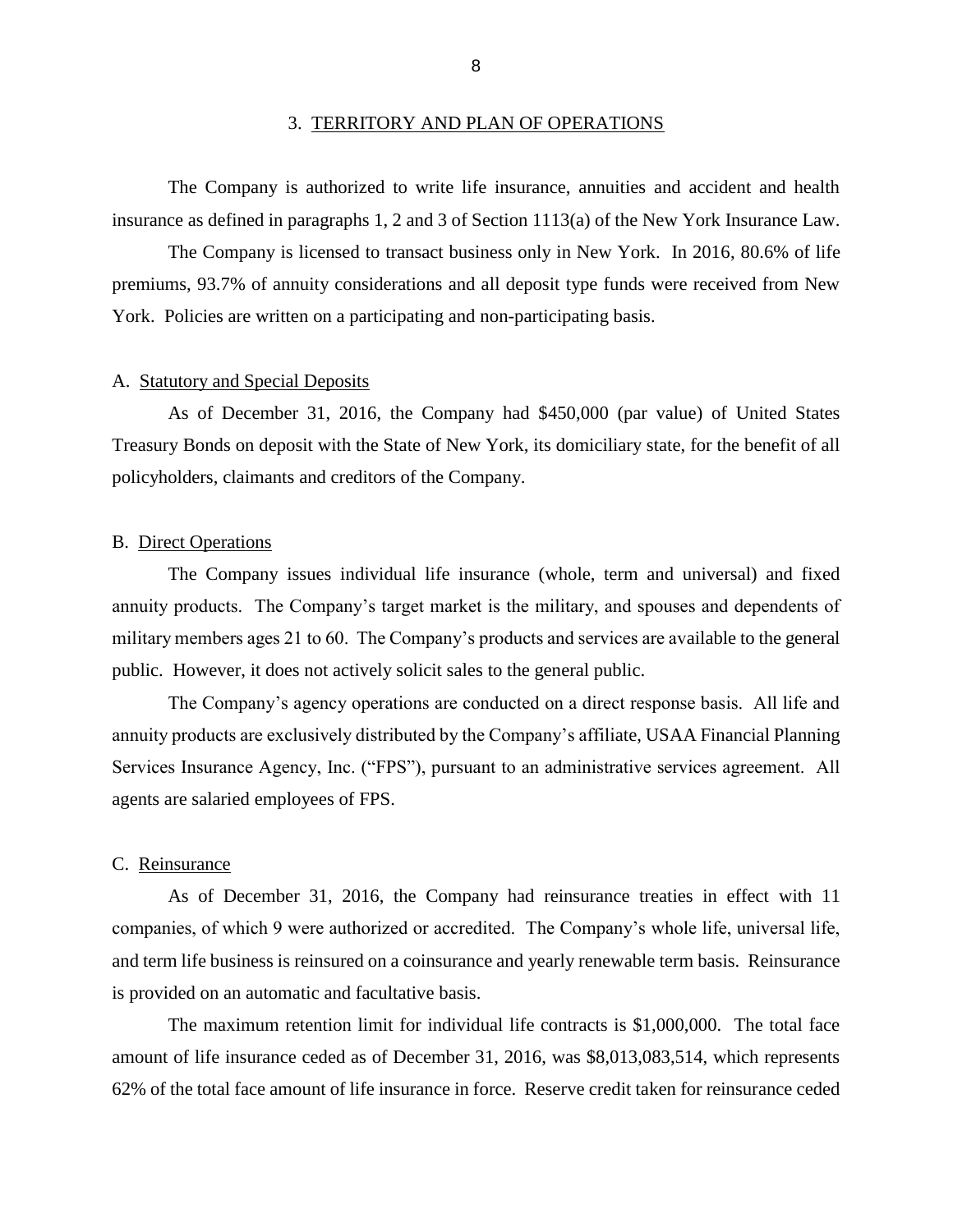## 3. TERRITORY AND PLAN OF OPERATIONS

The Company is authorized to write life insurance, annuities and accident and health insurance as defined in paragraphs 1, 2 and 3 of Section 1113(a) of the New York Insurance Law.

The Company is licensed to transact business only in New York. In 2016, 80.6% of life premiums, 93.7% of annuity considerations and all deposit type funds were received from New York. Policies are written on a participating and non-participating basis.

### A. Statutory and Special Deposits

As of December 31, 2016, the Company had $450,000 (par value) of United States Treasury Bonds on deposit with the State of New York, its domiciliary state, for the benefit of all policyholders, claimants and creditors of the Company.

### B. Direct Operations

The Company issues individual life insurance (whole, term and universal) and fixed annuity products. The Company's target market is the military, and spouses and dependents of military members ages 21 to 60. The Company's products and services are available to the general public. However, it does not actively solicit sales to the general public.

The Company's agency operations are conducted on a direct response basis. All life and annuity products are exclusively distributed by the Company's affiliate, USAA Financial Planning Services Insurance Agency, Inc. ("FPS"), pursuant to an administrative services agreement. All agents are salaried employees of FPS.

### C. Reinsurance

As of December 31, 2016, the Company had reinsurance treaties in effect with 11 companies, of which 9 were authorized or accredited. The Company's whole life, universal life, and term life business is reinsured on a coinsurance and yearly renewable term basis. Reinsurance is provided on an automatic and facultative basis.

The maximum retention limit for individual life contracts is $1,000,000. The total face amount of life insurance ceded as of December 31, 2016, was $8,013,083,514, which represents 62% of the total face amount of life insurance in force. Reserve credit taken for reinsurance ceded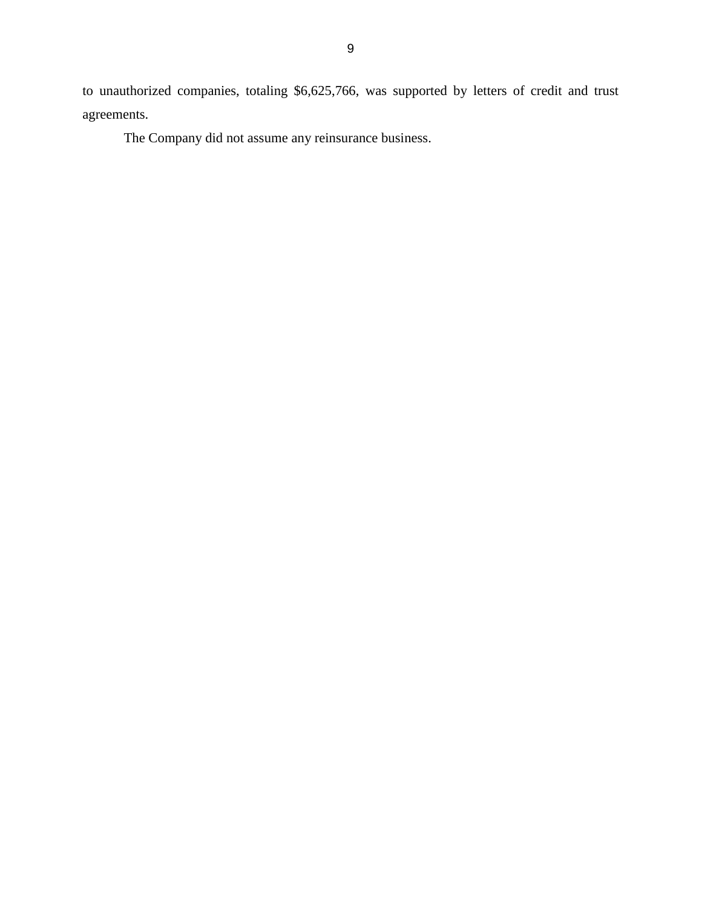to unauthorized companies, totaling $6,625,766, was supported by letters of credit and trust agreements.

The Company did not assume any reinsurance business.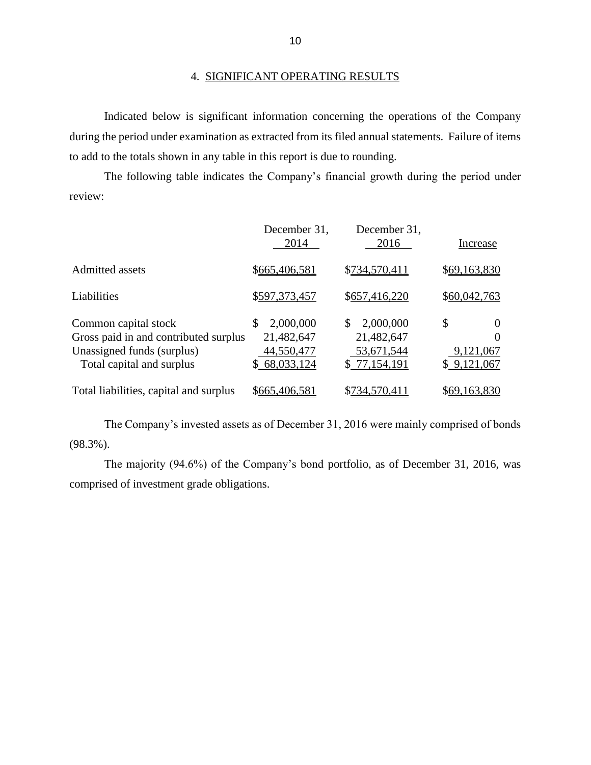## 4. SIGNIFICANT OPERATING RESULTS

Indicated below is significant information concerning the operations of the Company during the period under examination as extracted from its filed annual statements. Failure of items to add to the totals shown in any table in this report is due to rounding.

The following table indicates the Company's financial growth during the period under review:

| | December 31, 2014 | December 31, 2016 | Increase |
|---|---|---|---|
| Admitted assets | $665,406,581 | $734,570,411 | $69,163,830 |
| Liabilities | $597,373,457 | $657,416,220 | $60,042,763 |
| Common capital stock | $ 2,000,000 | $ 2,000,000 | $ 0 |
| Gross paid in and contributed surplus | 21,482,647 | 21,482,647 | 0 |
| Unassigned funds (surplus) | 44,550,477 | 53,671,544 | 9,121,067 |
| Total capital and surplus | $ 68,033,124 | $ 77,154,191 | $ 9,121,067 |
| Total liabilities, capital and surplus | $665,406,581 | $734,570,411 | $69,163,830 |

The Company's invested assets as of December 31, 2016 were mainly comprised of bonds (98.3%).

The majority (94.6%) of the Company's bond portfolio, as of December 31, 2016, was comprised of investment grade obligations.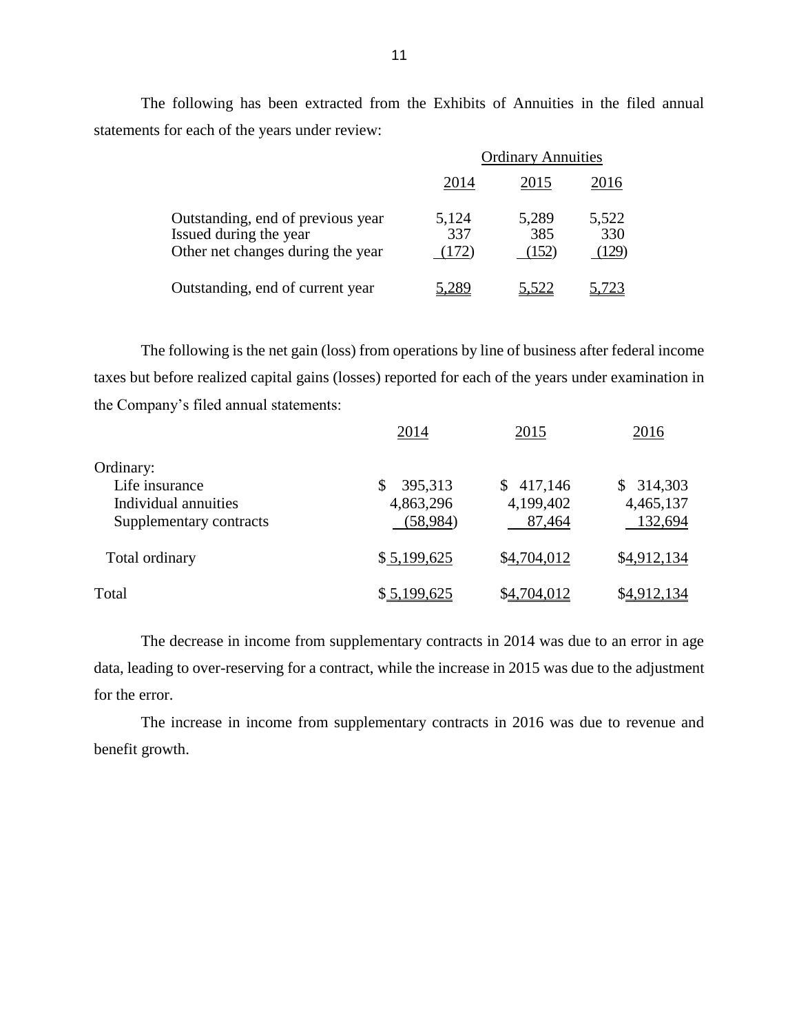The following has been extracted from the Exhibits of Annuities in the filed annual statements for each of the years under review:

| | Ordinary Annuities | | |
|---|---|---|---|
| | 2014 | 2015 | 2016 |
| Outstanding, end of previous year | 5,124 | 5,289 | 5,522 |
| Issued during the year | 337 | 385 | 330 |
| Other net changes during the year | (172) | (152) | (129) |
| Outstanding, end of current year | 5,289 | 5,522 | 5,723 |

The following is the net gain (loss) from operations by line of business after federal income taxes but before realized capital gains (losses) reported for each of the years under examination in the Company's filed annual statements:

| | 2014 | 2015 | 2016 |
|---|---|---|---|
| Ordinary: | | | |
| Life insurance | $ 395,313 | $ 417,146 | $ 314,303 |
| Individual annuities | 4,863,296 | 4,199,402 | 4,465,137 |
| Supplementary contracts | (58,984) | 87,464 | 132,694 |
| Total ordinary | $ 5,199,625 | $4,704,012 | $4,912,134 |
| Total | $ 5,199,625 | $4,704,012 | $4,912,134 |

The decrease in income from supplementary contracts in 2014 was due to an error in age data, leading to over-reserving for a contract, while the increase in 2015 was due to the adjustment for the error.

The increase in income from supplementary contracts in 2016 was due to revenue and benefit growth.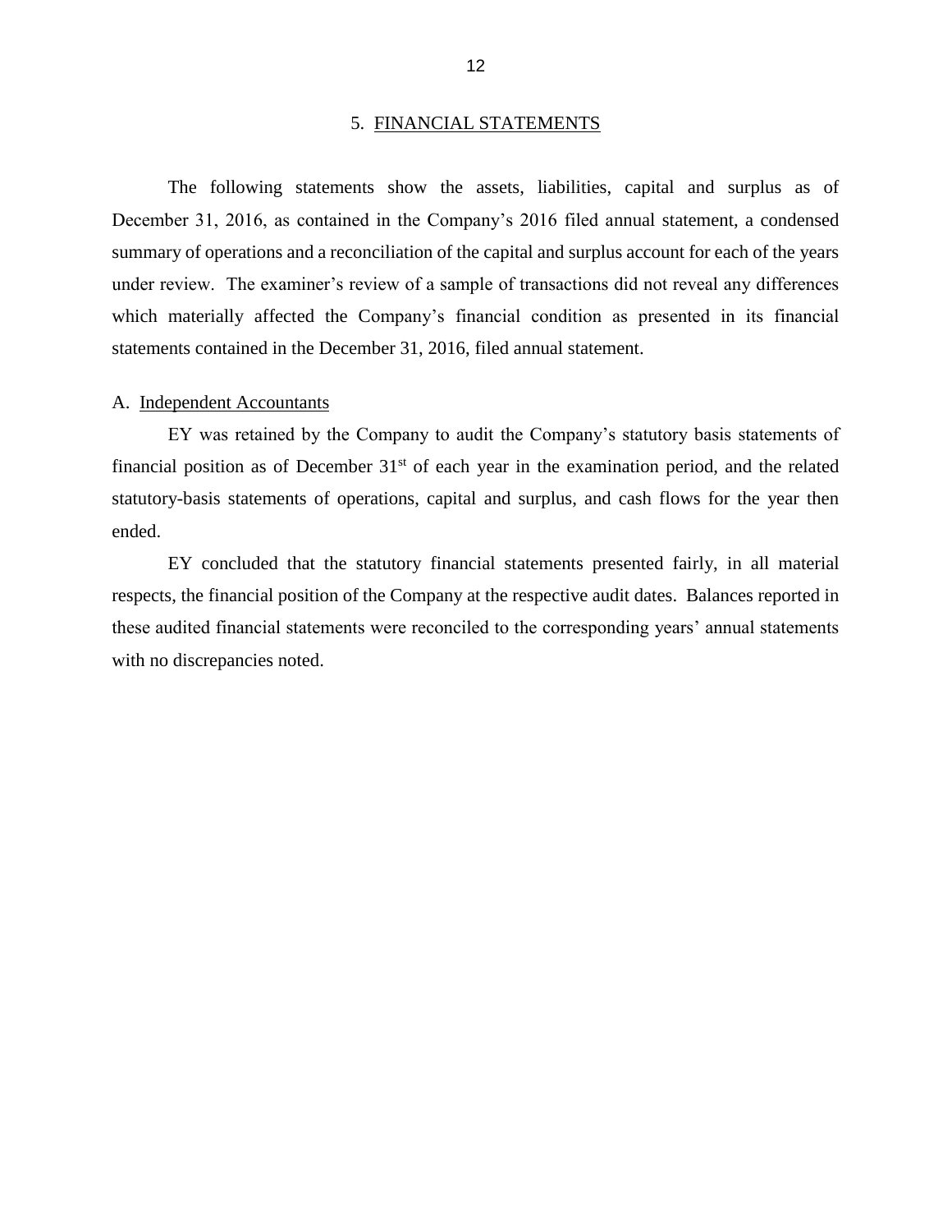## 5. FINANCIAL STATEMENTS

The following statements show the assets, liabilities, capital and surplus as of December 31, 2016, as contained in the Company's 2016 filed annual statement, a condensed summary of operations and a reconciliation of the capital and surplus account for each of the years under review. The examiner's review of a sample of transactions did not reveal any differences which materially affected the Company's financial condition as presented in its financial statements contained in the December 31, 2016, filed annual statement.

### A. Independent Accountants

EY was retained by the Company to audit the Company's statutory basis statements of financial position as of December 31st of each year in the examination period, and the related statutory-basis statements of operations, capital and surplus, and cash flows for the year then ended.

EY concluded that the statutory financial statements presented fairly, in all material respects, the financial position of the Company at the respective audit dates. Balances reported in these audited financial statements were reconciled to the corresponding years' annual statements with no discrepancies noted.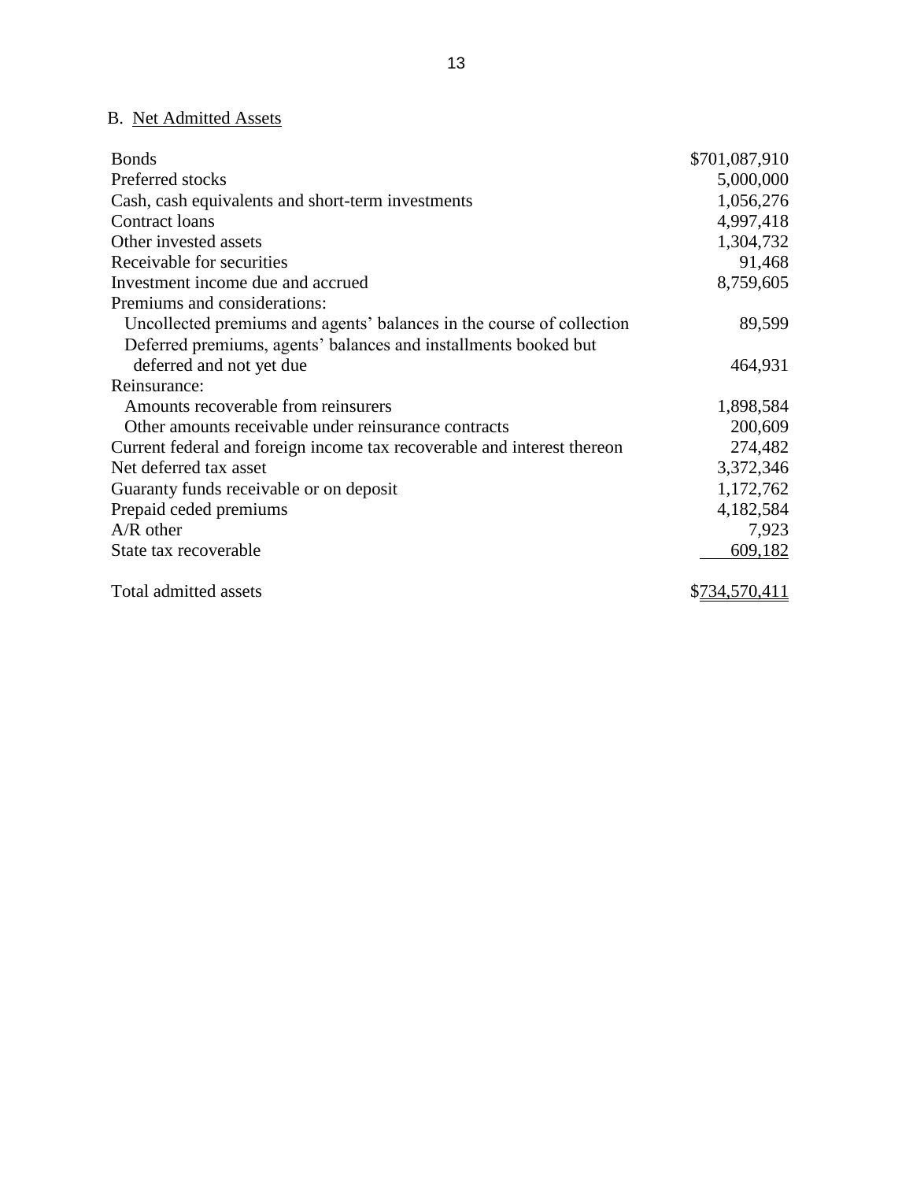## B. Net Admitted Assets

| | |
|---|---|
| Bonds | $701,087,910 |
| Preferred stocks | 5,000,000 |
| Cash, cash equivalents and short-term investments | 1,056,276 |
| Contract loans | 4,997,418 |
| Other invested assets | 1,304,732 |
| Receivable for securities | 91,468 |
| Investment income due and accrued | 8,759,605 |
| Premiums and considerations: | |
| Uncollected premiums and agents' balances in the course of collection | 89,599 |
| Deferred premiums, agents' balances and installments booked but deferred and not yet due | 464,931 |
| Reinsurance: | |
| Amounts recoverable from reinsurers | 1,898,584 |
| Other amounts receivable under reinsurance contracts | 200,609 |
| Current federal and foreign income tax recoverable and interest thereon | 274,482 |
| Net deferred tax asset | 3,372,346 |
| Guaranty funds receivable or on deposit | 1,172,762 |
| Prepaid ceded premiums | 4,182,584 |
| A/R other | 7,923 |
| State tax recoverable | 609,182 |
| Total admitted assets | $734,570,411 |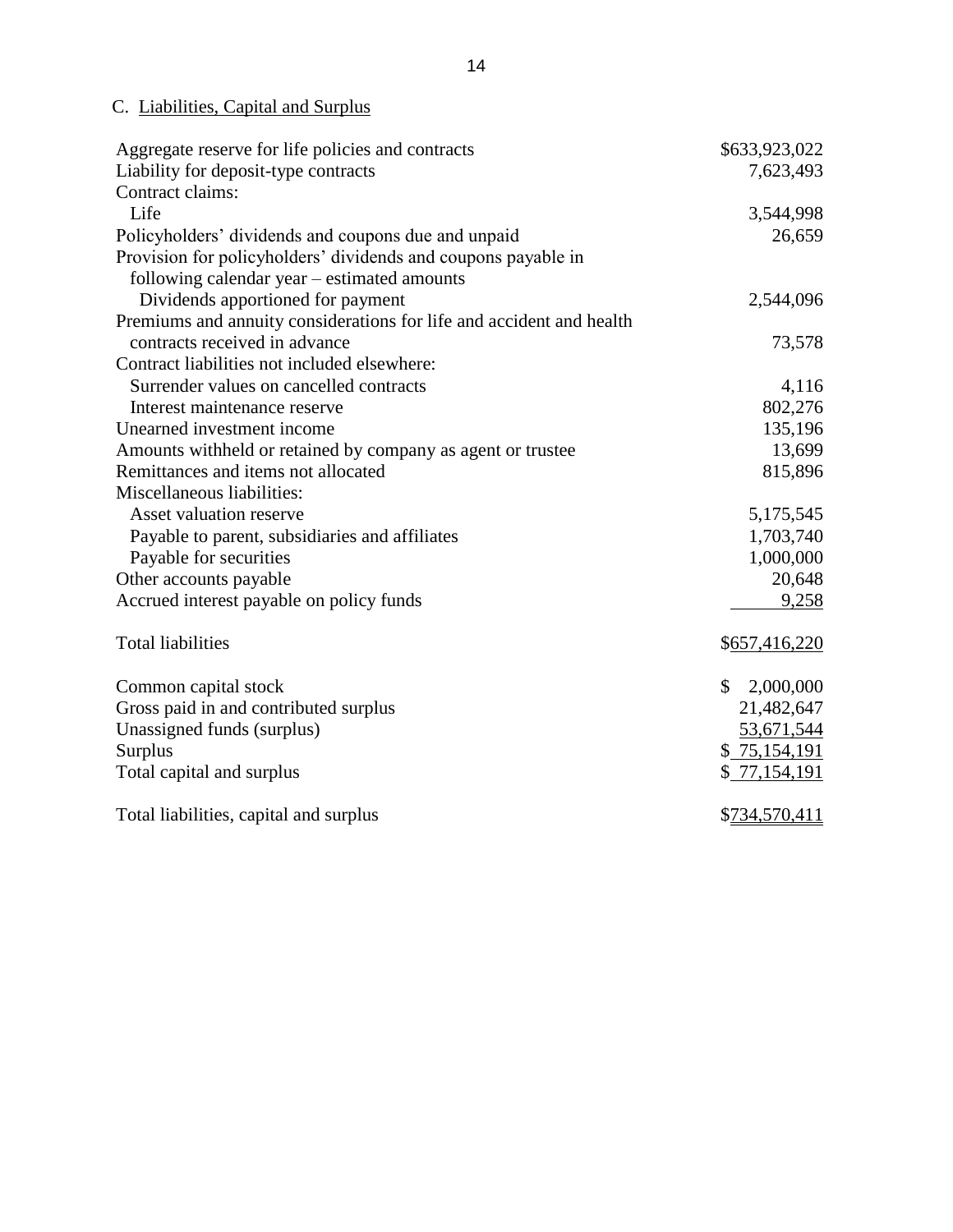C. Liabilities, Capital and Surplus

| | |
|---|---|
| Aggregate reserve for life policies and contracts | $633,923,022 |
| Liability for deposit-type contracts | 7,623,493 |
| Contract claims: | |
| Life | 3,544,998 |
| Policyholders' dividends and coupons due and unpaid | 26,659 |
| Provision for policyholders' dividends and coupons payable in following calendar year – estimated amounts | |
| Dividends apportioned for payment | 2,544,096 |
| Premiums and annuity considerations for life and accident and health contracts received in advance | 73,578 |
| Contract liabilities not included elsewhere: | |
| Surrender values on cancelled contracts | 4,116 |
| Interest maintenance reserve | 802,276 |
| Unearned investment income | 135,196 |
| Amounts withheld or retained by company as agent or trustee | 13,699 |
| Remittances and items not allocated | 815,896 |
| Miscellaneous liabilities: | |
| Asset valuation reserve | 5,175,545 |
| Payable to parent, subsidiaries and affiliates | 1,703,740 |
| Payable for securities | 1,000,000 |
| Other accounts payable | 20,648 |
| Accrued interest payable on policy funds | 9,258 |
| | |
| Total liabilities | $657,416,220 |
| | |
| Common capital stock | $ 2,000,000 |
| Gross paid in and contributed surplus | 21,482,647 |
| Unassigned funds (surplus) | 53,671,544 |
| Surplus | $ 75,154,191 |
| Total capital and surplus | $ 77,154,191 |
| | |
| Total liabilities, capital and surplus | $734,570,411 |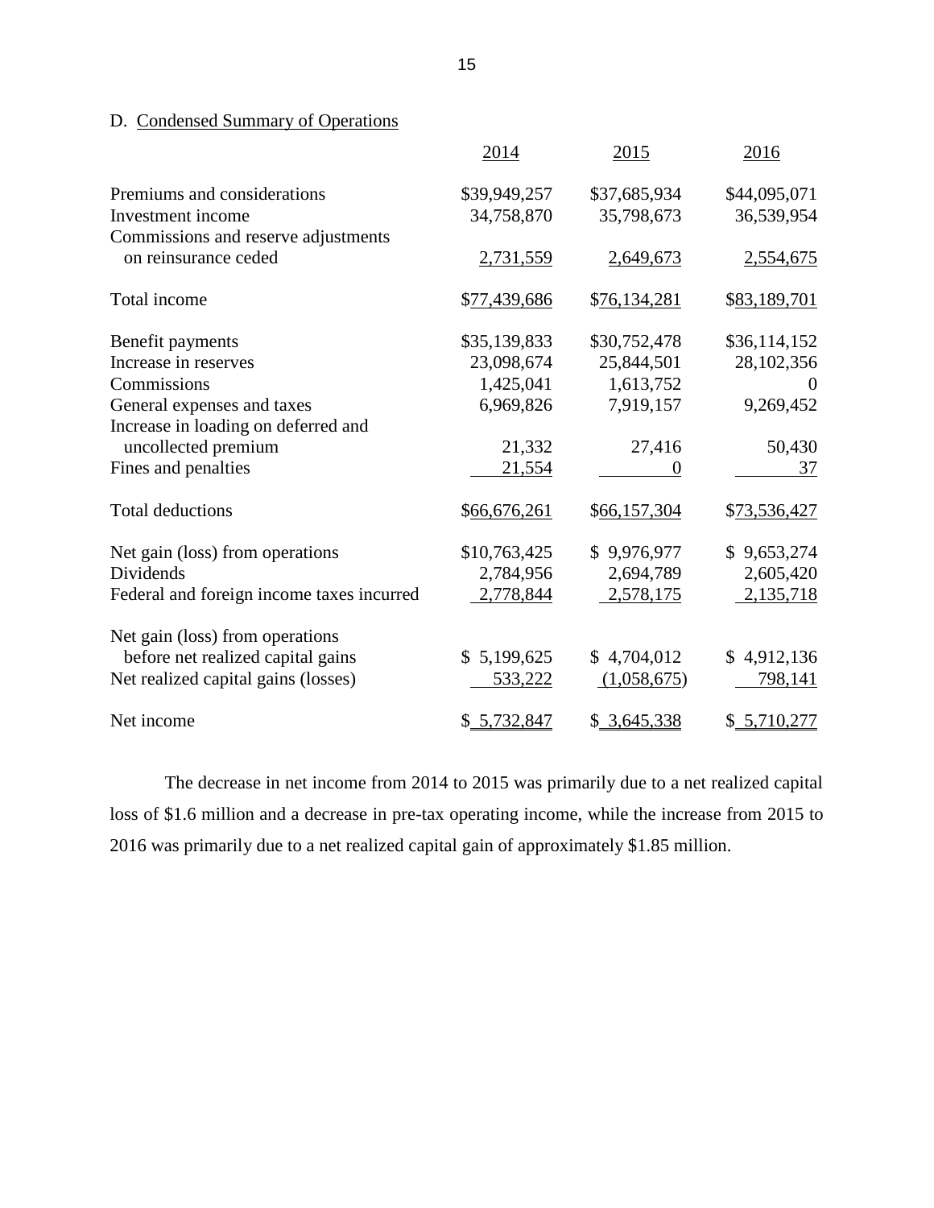## D. Condensed Summary of Operations

| | 2014 | 2015 | 2016 |
|---|---|---|---|
| Premiums and considerations | $39,949,257 | $37,685,934 | $44,095,071 |
| Investment income | 34,758,870 | 35,798,673 | 36,539,954 |
| Commissions and reserve adjustments on reinsurance ceded | 2,731,559 | 2,649,673 | 2,554,675 |
| Total income | $77,439,686 | $76,134,281 | $83,189,701 |
| Benefit payments | $35,139,833 | $30,752,478 | $36,114,152 |
| Increase in reserves | 23,098,674 | 25,844,501 | 28,102,356 |
| Commissions | 1,425,041 | 1,613,752 | 0 |
| General expenses and taxes | 6,969,826 | 7,919,157 | 9,269,452 |
| Increase in loading on deferred and uncollected premium | 21,332 | 27,416 | 50,430 |
| Fines and penalties | 21,554 | 0 | 37 |
| Total deductions | $66,676,261 | $66,157,304 | $73,536,427 |
| Net gain (loss) from operations | $10,763,425 | $ 9,976,977 | $ 9,653,274 |
| Dividends | 2,784,956 | 2,694,789 | 2,605,420 |
| Federal and foreign income taxes incurred | 2,778,844 | 2,578,175 | 2,135,718 |
| Net gain (loss) from operations before net realized capital gains | $ 5,199,625 | $ 4,704,012 | $ 4,912,136 |
| Net realized capital gains (losses) | 533,222 | (1,058,675) | 798,141 |
| Net income | $ 5,732,847 | $ 3,645,338 | $ 5,710,277 |

The decrease in net income from 2014 to 2015 was primarily due to a net realized capital loss of $1.6 million and a decrease in pre-tax operating income, while the increase from 2015 to 2016 was primarily due to a net realized capital gain of approximately $1.85 million.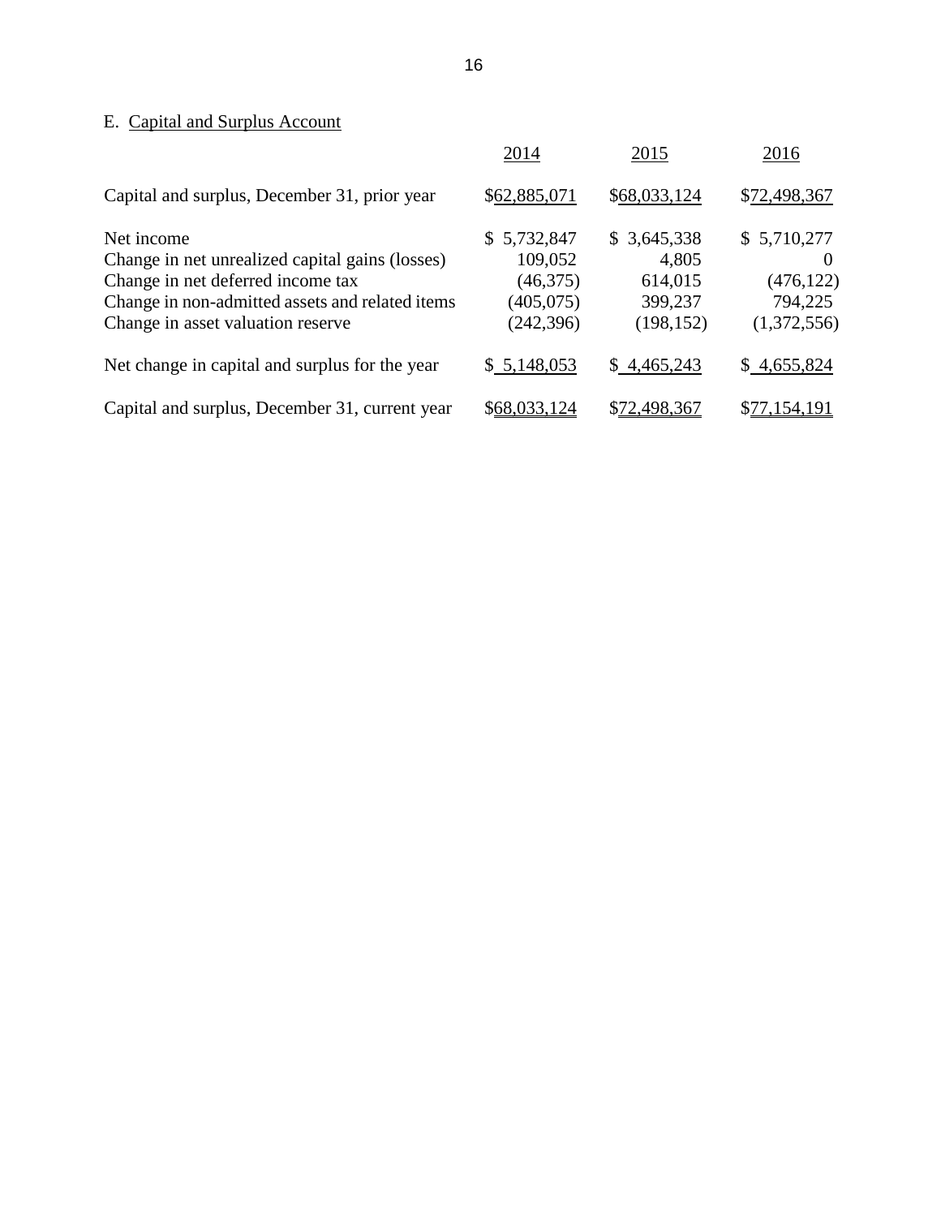E. Capital and Surplus Account

| | 2014 | 2015 | 2016 |
|---|---|---|---|
| Capital and surplus, December 31, prior year | $62,885,071 | $68,033,124 | $72,498,367 |
| | | | |
| Net income | $ 5,732,847 | $ 3,645,338 | $ 5,710,277 |
| Change in net unrealized capital gains (losses) | 109,052 | 4,805 | 0 |
| Change in net deferred income tax | (46,375) | 614,015 | (476,122) |
| Change in non-admitted assets and related items | (405,075) | 399,237 | 794,225 |
| Change in asset valuation reserve | (242,396) | (198,152) | (1,372,556) |
| | | | |
| Net change in capital and surplus for the year | $ 5,148,053 | $ 4,465,243 | $ 4,655,824 |
| | | | |
| Capital and surplus, December 31, current year | $68,033,124 | $72,498,367 | $77,154,191 |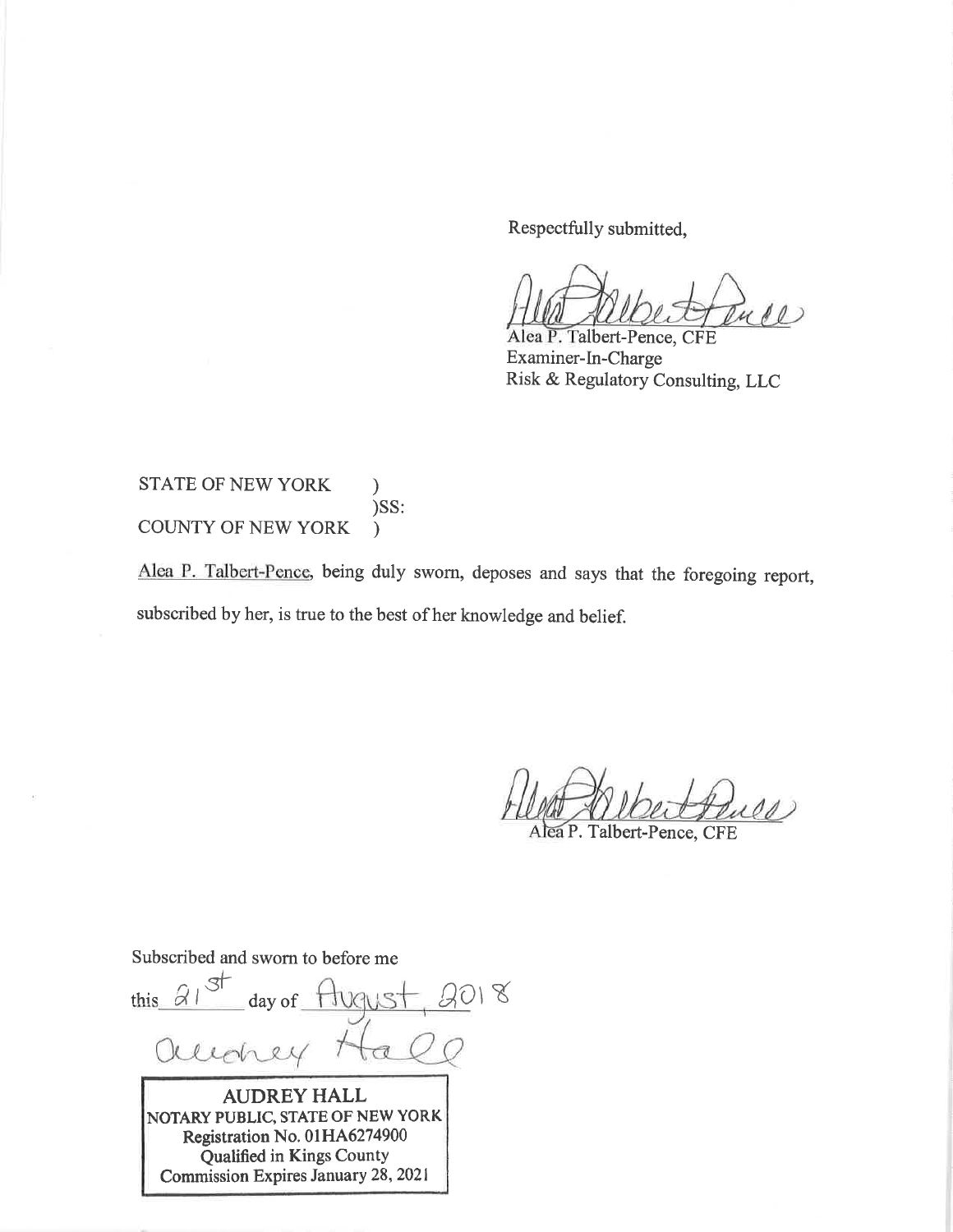Respectfully submitted,

Alea P. Talbert-Pence, CFE
Examiner-In-Charge
Risk & Regulatory Consulting, LLC

STATE OF NEW YORK )
)SS:
COUNTY OF NEW YORK )

Alea P. Talbert-Pence, being duly sworn, deposes and says that the foregoing report, subscribed by her, is true to the best of her knowledge and belief.

Alea P. Talbert-Pence, CFE

Subscribed and sworn to before me
this 21st day of August, 2018

Audrey Hall

AUDREY HALL
NOTARY PUBLIC, STATE OF NEW YORK
Registration No. 01HA6274900
Qualified in Kings County
Commission Expires January 28, 2021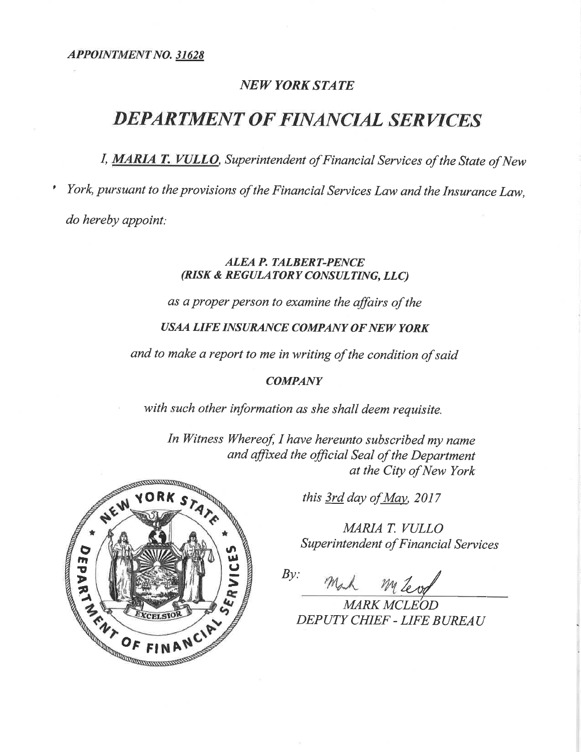*APPOINTMENT NO. 31628*

*NEW YORK STATE*

# *DEPARTMENT OF FINANCIAL SERVICES*

*I, MARIA T. VULLO, Superintendent of Financial Services of the State of New York, pursuant to the provisions of the Financial Services Law and the Insurance Law, do hereby appoint:*

***ALEA P. TALBERT-PENCE***
***(RISK & REGULATORY CONSULTING, LLC)***

*as a proper person to examine the affairs of the*

***USAA LIFE INSURANCE COMPANY OF NEW YORK***

*and to make a report to me in writing of the condition of said*

***COMPANY***

*with such other information as she shall deem requisite.*

*In Witness Whereof, I have hereunto subscribed my name and affixed the official Seal of the Department at the City of New York*

*this 3rd day of May, 2017*

NEW YORK STATE DEPARTMENT OF FINANCIAL SERVICES
EXCELSIOR

*MARIA T. VULLO*
*Superintendent of Financial Services*

*By:* Mark McLeod

*MARK MCLEOD*
*DEPUTY CHIEF - LIFE BUREAU*